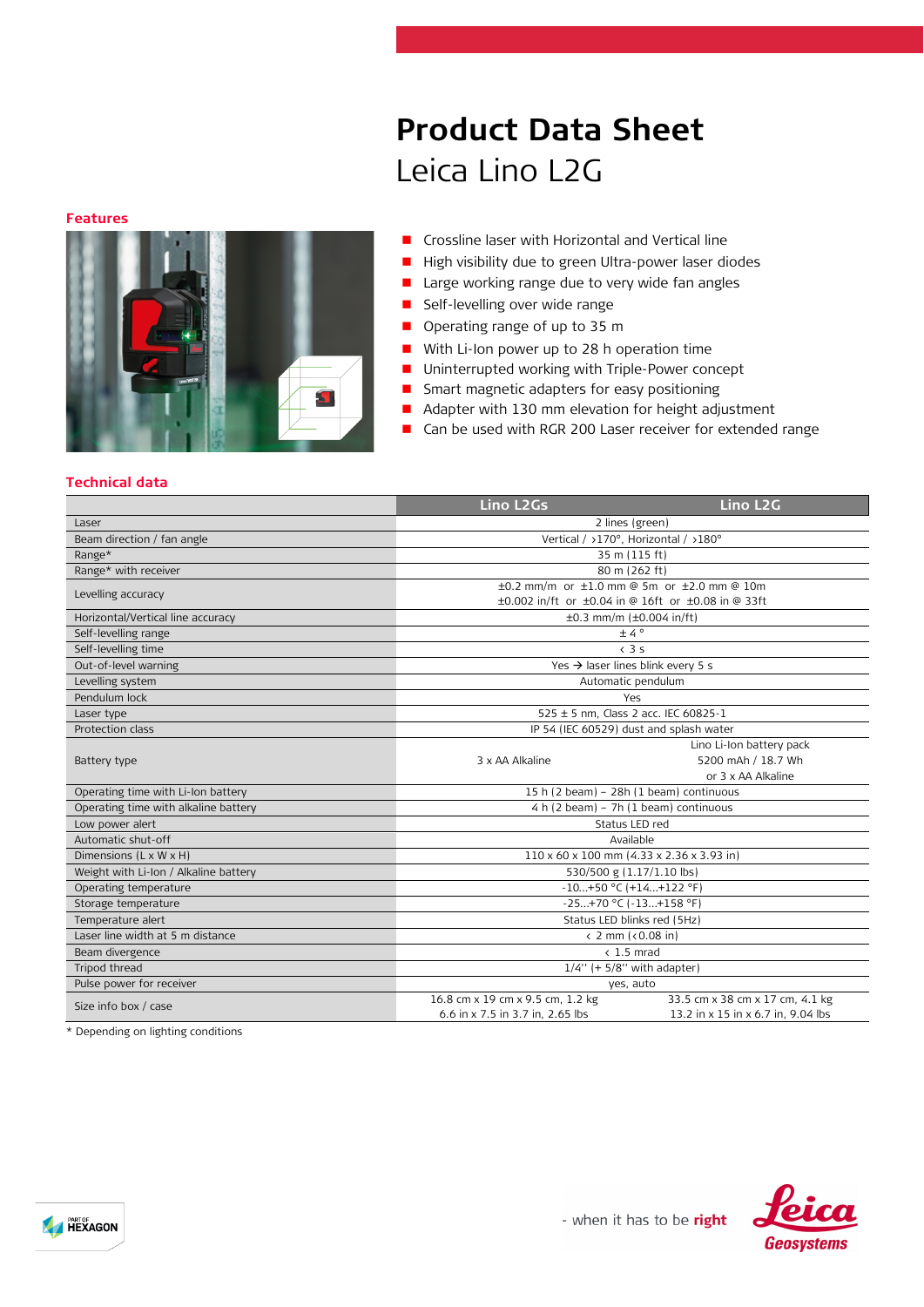# Product Data Sheet

## Leica Lino L2G

### Features

- Crossline laser with Horizontal and Vertical line
- High visibility due to green Ultra-power laser diodes
- Large working range due to very wide fan angles
- Self-levelling over wide range
- Operating range of up to 35 m
- With Li-Ion power up to 28 h operation time
- Uninterrupted working with Triple-Power concept
- Smart magnetic adapters for easy positioning
- Adapter with 130 mm elevation for height adjustment
- Can be used with RGR 200 Laser receiver for extended range

### Technical data

| | Lino L2Gs | Lino L2G |
|---|---|---|
| Laser | 2 lines (green) | |
| Beam direction / fan angle | Vertical / >170°, Horizontal / >180° | |
| Range* | 35 m (115 ft) | |
| Range* with receiver | 80 m (262 ft) | |
| Levelling accuracy | ±0.2 mm/m or ±1.0 mm @ 5m or ±2.0 mm @ 10m<br>±0.002 in/ft or ±0.04 in @ 16ft or ±0.08 in @ 33ft | |
| Horizontal/Vertical line accuracy | ±0.3 mm/m (±0.004 in/ft) | |
| Self-levelling range | ± 4 ° | |
| Self-levelling time | < 3 s | |
| Out-of-level warning | Yes → laser lines blink every 5 s | |
| Levelling system | Automatic pendulum | |
| Pendulum lock | Yes | |
| Laser type | 525 ± 5 nm, Class 2 acc. IEC 60825-1 | |
| Protection class | IP 54 (IEC 60529) dust and splash water | |
| Battery type | 3 x AA Alkaline | Lino Li-Ion battery pack<br>5200 mAh / 18.7 Wh<br>or 3 x AA Alkaline |
| Operating time with Li-Ion battery | 15 h (2 beam) – 28h (1 beam) continuous | |
| Operating time with alkaline battery | 4 h (2 beam) – 7h (1 beam) continuous | |
| Low power alert | Status LED red | |
| Automatic shut-off | Available | |
| Dimensions (L x W x H) | 110 x 60 x 100 mm (4.33 x 2.36 x 3.93 in) | |
| Weight with Li-Ion / Alkaline battery | 530/500 g (1.17/1.10 lbs) | |
| Operating temperature | -10...+50 °C (+14...+122 °F) | |
| Storage temperature | -25...+70 °C (-13...+158 °F) | |
| Temperature alert | Status LED blinks red (5Hz) | |
| Laser line width at 5 m distance | < 2 mm (<0.08 in) | |
| Beam divergence | < 1.5 mrad | |
| Tripod thread | 1/4'' (+ 5/8'' with adapter) | |
| Pulse power for receiver | yes, auto | |
| Size info box / case | 16.8 cm x 19 cm x 9.5 cm, 1.2 kg<br>6.6 in x 7.5 in 3.7 in, 2.65 lbs | 33.5 cm x 38 cm x 17 cm, 4.1 kg<br>13.2 in x 15 in x 6.7 in, 9.04 lbs |

\* Depending on lighting conditions

- when it has to be **right**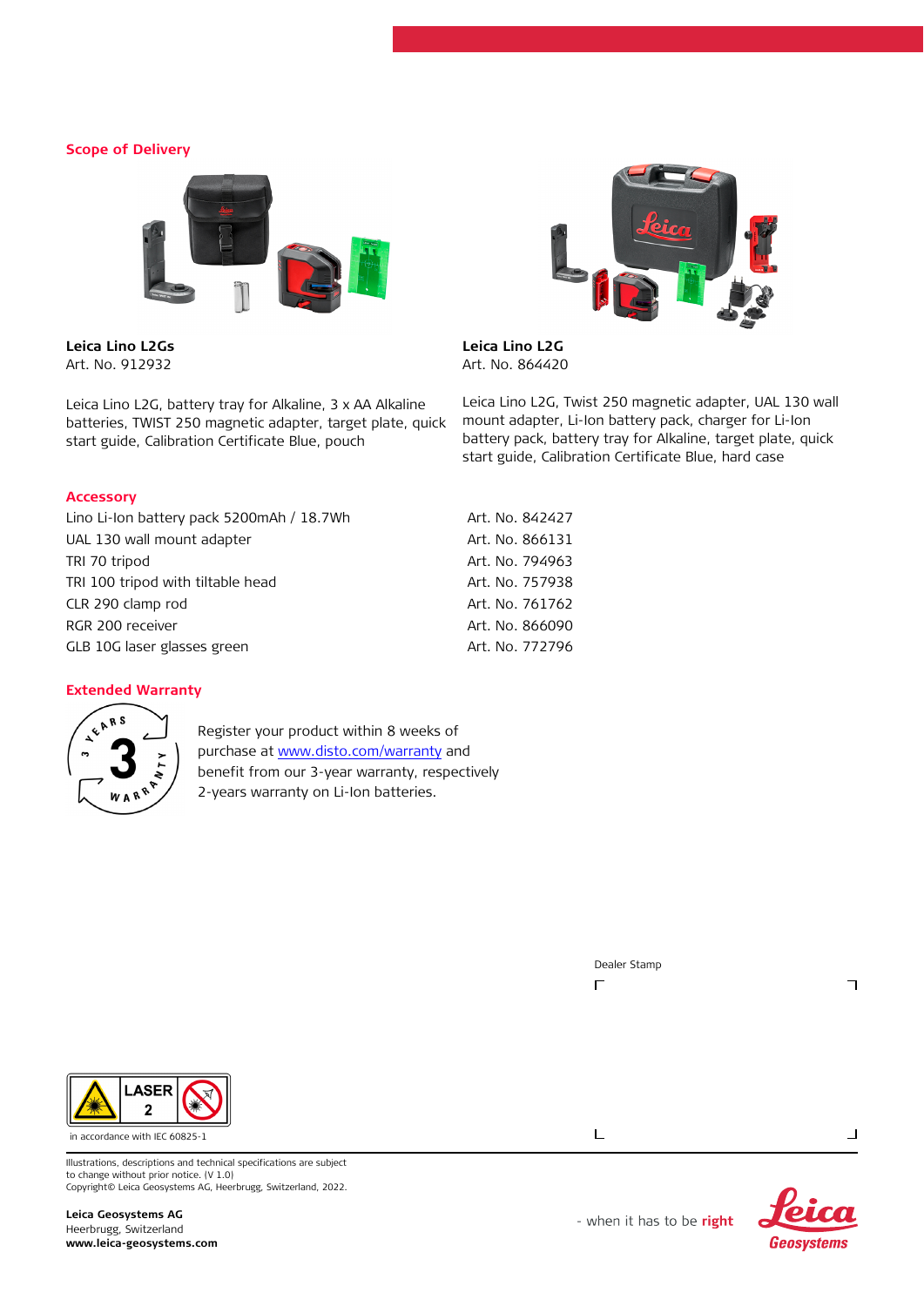## Scope of Delivery

**Leica Lino L2Gs**
Art. No. 912932

Leica Lino L2G, battery tray for Alkaline, 3 x AA Alkaline batteries, TWIST 250 magnetic adapter, target plate, quick start guide, Calibration Certificate Blue, pouch

**Leica Lino L2G**
Art. No. 864420

Leica Lino L2G, Twist 250 magnetic adapter, UAL 130 wall mount adapter, Li-Ion battery pack, charger for Li-Ion battery pack, battery tray for Alkaline, target plate, quick start guide, Calibration Certificate Blue, hard case

## Accessory

| | |
|---|---|
| Lino Li-Ion battery pack 5200mAh / 18.7Wh | Art. No. 842427 |
| UAL 130 wall mount adapter | Art. No. 866131 |
| TRI 70 tripod | Art. No. 794963 |
| TRI 100 tripod with tiltable head | Art. No. 757938 |
| CLR 290 clamp rod | Art. No. 761762 |
| RGR 200 receiver | Art. No. 866090 |
| GLB 10G laser glasses green | Art. No. 772796 |

## Extended Warranty

3 YEARS WARRANTY

Register your product within 8 weeks of purchase at www.disto.com/warranty and benefit from our 3-year warranty, respectively 2-years warranty on Li-Ion batteries.

Dealer Stamp

LASER 2

in accordance with IEC 60825-1

Illustrations, descriptions and technical specifications are subject to change without prior notice. (V 1.0)
Copyright© Leica Geosystems AG, Heerbrugg, Switzerland, 2022.

**Leica Geosystems AG**
Heerbrugg, Switzerland
**www.leica-geosystems.com**

- when it has to be **right**

Leica Geosystems